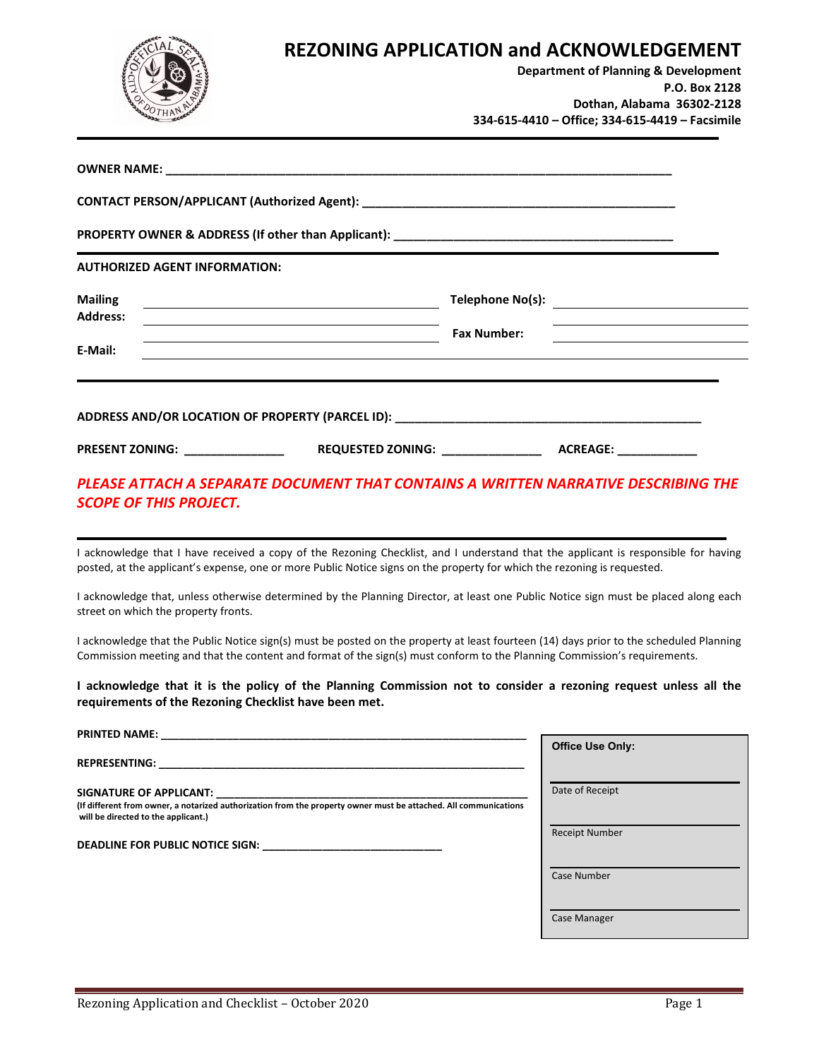# REZONING APPLICATION and ACKNOWLEDGEMENT

**Department of Planning & Development**
**P.O. Box 2128**
**Dothan, Alabama 36302-2128**
**334-615-4410 – Office; 334-615-4419 – Facsimile**

---

**OWNER NAME:** ___________________________________________________________________________

**CONTACT PERSON/APPLICANT (Authorized Agent):** _______________________________________________

**PROPERTY OWNER & ADDRESS (If other than Applicant):** __________________________________________

---

**AUTHORIZED AGENT INFORMATION:**

**Mailing Address:** ______________________________________________ **Telephone No(s):** ______________________

______________________________________________ **Fax Number:** ______________________

**E-Mail:** ______________________________________________

---

**ADDRESS AND/OR LOCATION OF PROPERTY (PARCEL ID):** ____________________________________________

**PRESENT ZONING:** ______________ **REQUESTED ZONING:** ______________ **ACREAGE:** ___________

***PLEASE ATTACH A SEPARATE DOCUMENT THAT CONTAINS A WRITTEN NARRATIVE DESCRIBING THE SCOPE OF THIS PROJECT.***

---

I acknowledge that I have received a copy of the Rezoning Checklist, and I understand that the applicant is responsible for having posted, at the applicant's expense, one or more Public Notice signs on the property for which the rezoning is requested.

I acknowledge that, unless otherwise determined by the Planning Director, at least one Public Notice sign must be placed along each street on which the property fronts.

I acknowledge that the Public Notice sign(s) must be posted on the property at least fourteen (14) days prior to the scheduled Planning Commission meeting and that the content and format of the sign(s) must conform to the Planning Commission's requirements.

**I acknowledge that it is the policy of the Planning Commission not to consider a rezoning request unless all the requirements of the Rezoning Checklist have been met.**

**PRINTED NAME:** _______________________________________________________

**REPRESENTING:** _______________________________________________________

**SIGNATURE OF APPLICANT:** _______________________________________________
**(If different from owner, a notarized authorization from the property owner must be attached. All communications will be directed to the applicant.)**

**DEADLINE FOR PUBLIC NOTICE SIGN:** ____________________________

| **Office Use Only:** |
|---|
| Date of Receipt |
| Receipt Number |
| Case Number |
| Case Manager |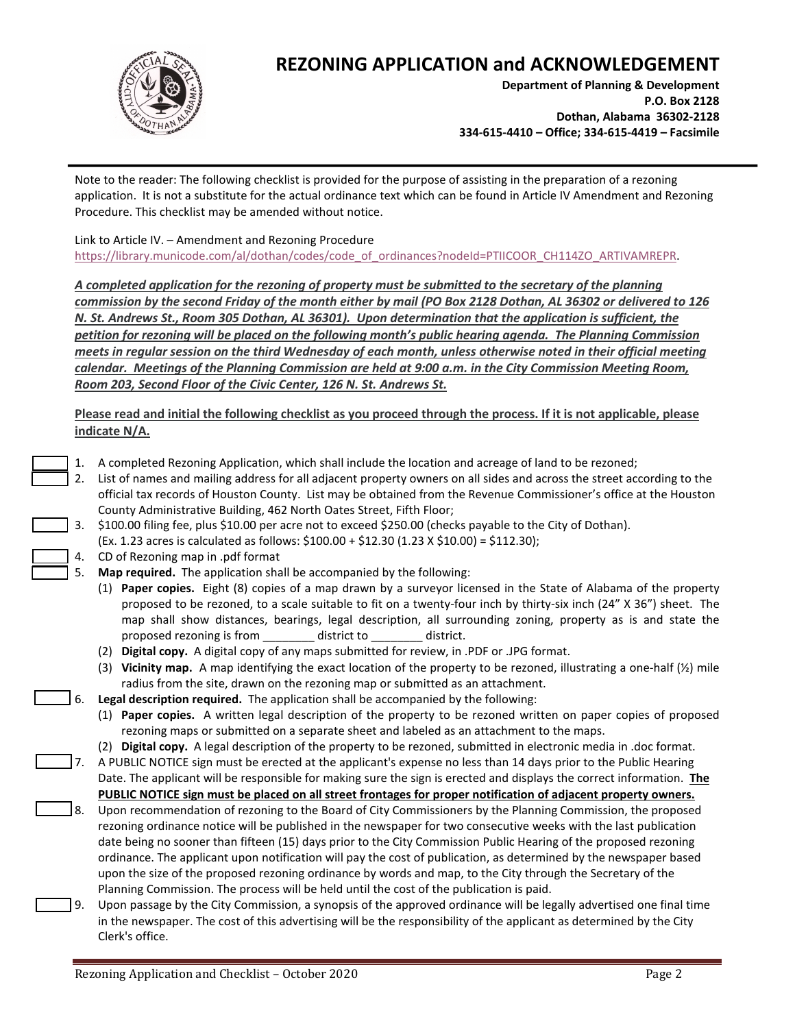// # REZONING APPLICATION and ACKNOWLEDGEMENT

**Department of Planning & Development**
**P.O. Box 2128**
**Dothan, Alabama 36302-2128**
**334-615-4410 – Office; 334-615-4419 – Facsimile**

---

Note to the reader: The following checklist is provided for the purpose of assisting in the preparation of a rezoning application. It is not a substitute for the actual ordinance text which can be found in Article IV Amendment and Rezoning Procedure. This checklist may be amended without notice.

Link to Article IV. – Amendment and Rezoning Procedure
https://library.municode.com/al/dothan/codes/code_of_ordinances?nodeId=PTIICOOR_CH114ZO_ARTIVAMREPR.

***A completed application for the rezoning of property must be submitted to the secretary of the planning commission by the second Friday of the month either by mail (PO Box 2128 Dothan, AL 36302 or delivered to 126 N. St. Andrews St., Room 305 Dothan, AL 36301). Upon determination that the application is sufficient, the petition for rezoning will be placed on the following month's public hearing agenda. The Planning Commission meets in regular session on the third Wednesday of each month, unless otherwise noted in their official meeting calendar. Meetings of the Planning Commission are held at 9:00 a.m. in the City Commission Meeting Room, Room 203, Second Floor of the Civic Center, 126 N. St. Andrews St.***

**Please read and initial the following checklist as you proceed through the process. If it is not applicable, please indicate N/A.**

☐ 1. A completed Rezoning Application, which shall include the location and acreage of land to be rezoned;

☐ 2. List of names and mailing address for all adjacent property owners on all sides and across the street according to the official tax records of Houston County. List may be obtained from the Revenue Commissioner's office at the Houston County Administrative Building, 462 North Oates Street, Fifth Floor;

☐ 3. $100.00 filing fee, plus $10.00 per acre not to exceed $250.00 (checks payable to the City of Dothan). (Ex. 1.23 acres is calculated as follows: $100.00 + $12.30 (1.23 X $10.00) = $112.30);

☐ 4. CD of Rezoning map in .pdf format

☐ 5. **Map required.** The application shall be accompanied by the following:
   (1) **Paper copies.** Eight (8) copies of a map drawn by a surveyor licensed in the State of Alabama of the property proposed to be rezoned, to a scale suitable to fit on a twenty-four inch by thirty-six inch (24" X 36") sheet. The map shall show distances, bearings, legal description, all surrounding zoning, property as is and state the proposed rezoning is from ________ district to ________ district.
   (2) **Digital copy.** A digital copy of any maps submitted for review, in .PDF or .JPG format.
   (3) **Vicinity map.** A map identifying the exact location of the property to be rezoned, illustrating a one-half (½) mile radius from the site, drawn on the rezoning map or submitted as an attachment.

☐ 6. **Legal description required.** The application shall be accompanied by the following:
   (1) **Paper copies.** A written legal description of the property to be rezoned written on paper copies of proposed rezoning maps or submitted on a separate sheet and labeled as an attachment to the maps.
   (2) **Digital copy.** A legal description of the property to be rezoned, submitted in electronic media in .doc format.

☐ 7. A PUBLIC NOTICE sign must be erected at the applicant's expense no less than 14 days prior to the Public Hearing Date. The applicant will be responsible for making sure the sign is erected and displays the correct information. **The PUBLIC NOTICE sign must be placed on all street frontages for proper notification of adjacent property owners.**

☐ 8. Upon recommendation of rezoning to the Board of City Commissioners by the Planning Commission, the proposed rezoning ordinance notice will be published in the newspaper for two consecutive weeks with the last publication date being no sooner than fifteen (15) days prior to the City Commission Public Hearing of the proposed rezoning ordinance. The applicant upon notification will pay the cost of publication, as determined by the newspaper based upon the size of the proposed rezoning ordinance by words and map, to the City through the Secretary of the Planning Commission. The process will be held until the cost of the publication is paid.

☐ 9. Upon passage by the City Commission, a synopsis of the approved ordinance will be legally advertised one final time in the newspaper. The cost of this advertising will be the responsibility of the applicant as determined by the City Clerk's office.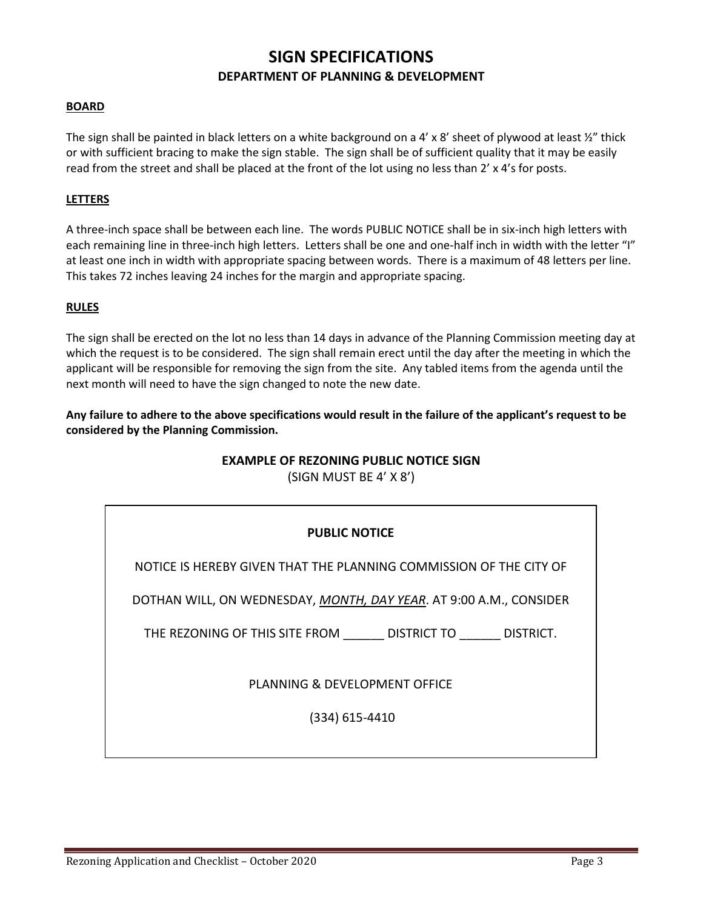# SIGN SPECIFICATIONS

## DEPARTMENT OF PLANNING & DEVELOPMENT

**BOARD**

The sign shall be painted in black letters on a white background on a 4' x 8' sheet of plywood at least ½" thick or with sufficient bracing to make the sign stable. The sign shall be of sufficient quality that it may be easily read from the street and shall be placed at the front of the lot using no less than 2' x 4's for posts.

**LETTERS**

A three-inch space shall be between each line. The words PUBLIC NOTICE shall be in six-inch high letters with each remaining line in three-inch high letters. Letters shall be one and one-half inch in width with the letter "I" at least one inch in width with appropriate spacing between words. There is a maximum of 48 letters per line. This takes 72 inches leaving 24 inches for the margin and appropriate spacing.

**RULES**

The sign shall be erected on the lot no less than 14 days in advance of the Planning Commission meeting day at which the request is to be considered. The sign shall remain erect until the day after the meeting in which the applicant will be responsible for removing the sign from the site. Any tabled items from the agenda until the next month will need to have the sign changed to note the new date.

**Any failure to adhere to the above specifications would result in the failure of the applicant's request to be considered by the Planning Commission.**

**EXAMPLE OF REZONING PUBLIC NOTICE SIGN**

(SIGN MUST BE 4' X 8')

**PUBLIC NOTICE**

NOTICE IS HEREBY GIVEN THAT THE PLANNING COMMISSION OF THE CITY OF

DOTHAN WILL, ON WEDNESDAY, *MONTH, DAY YEAR*. AT 9:00 A.M., CONSIDER

THE REZONING OF THIS SITE FROM ______ DISTRICT TO ______ DISTRICT.

PLANNING & DEVELOPMENT OFFICE

(334) 615-4410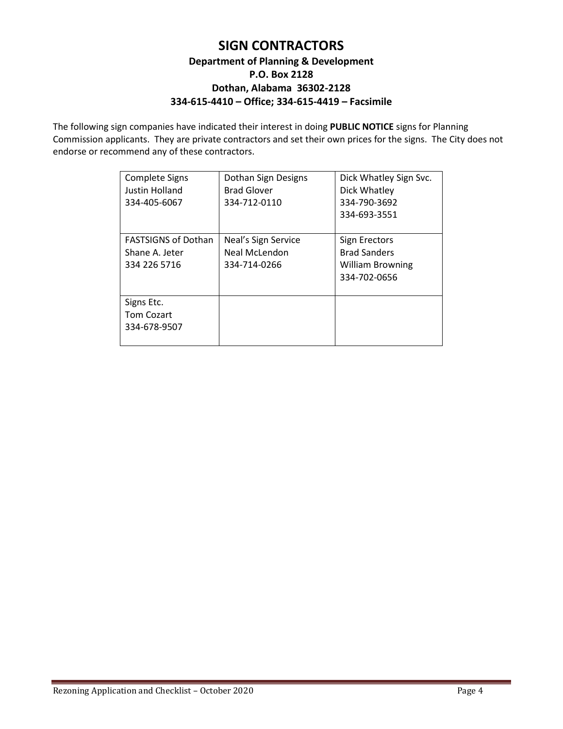# SIGN CONTRACTORS

**Department of Planning & Development**
**P.O. Box 2128**
**Dothan, Alabama 36302-2128**
**334-615-4410 – Office; 334-615-4419 – Facsimile**

The following sign companies have indicated their interest in doing **PUBLIC NOTICE** signs for Planning Commission applicants. They are private contractors and set their own prices for the signs. The City does not endorse or recommend any of these contractors.

| | | |
|---|---|---|
| Complete Signs<br>Justin Holland<br>334-405-6067 | Dothan Sign Designs<br>Brad Glover<br>334-712-0110 | Dick Whatley Sign Svc.<br>Dick Whatley<br>334-790-3692<br>334-693-3551 |
| FASTSIGNS of Dothan<br>Shane A. Jeter<br>334 226 5716 | Neal's Sign Service<br>Neal McLendon<br>334-714-0266 | Sign Erectors<br>Brad Sanders<br>William Browning<br>334-702-0656 |
| Signs Etc.<br>Tom Cozart<br>334-678-9507 | | |